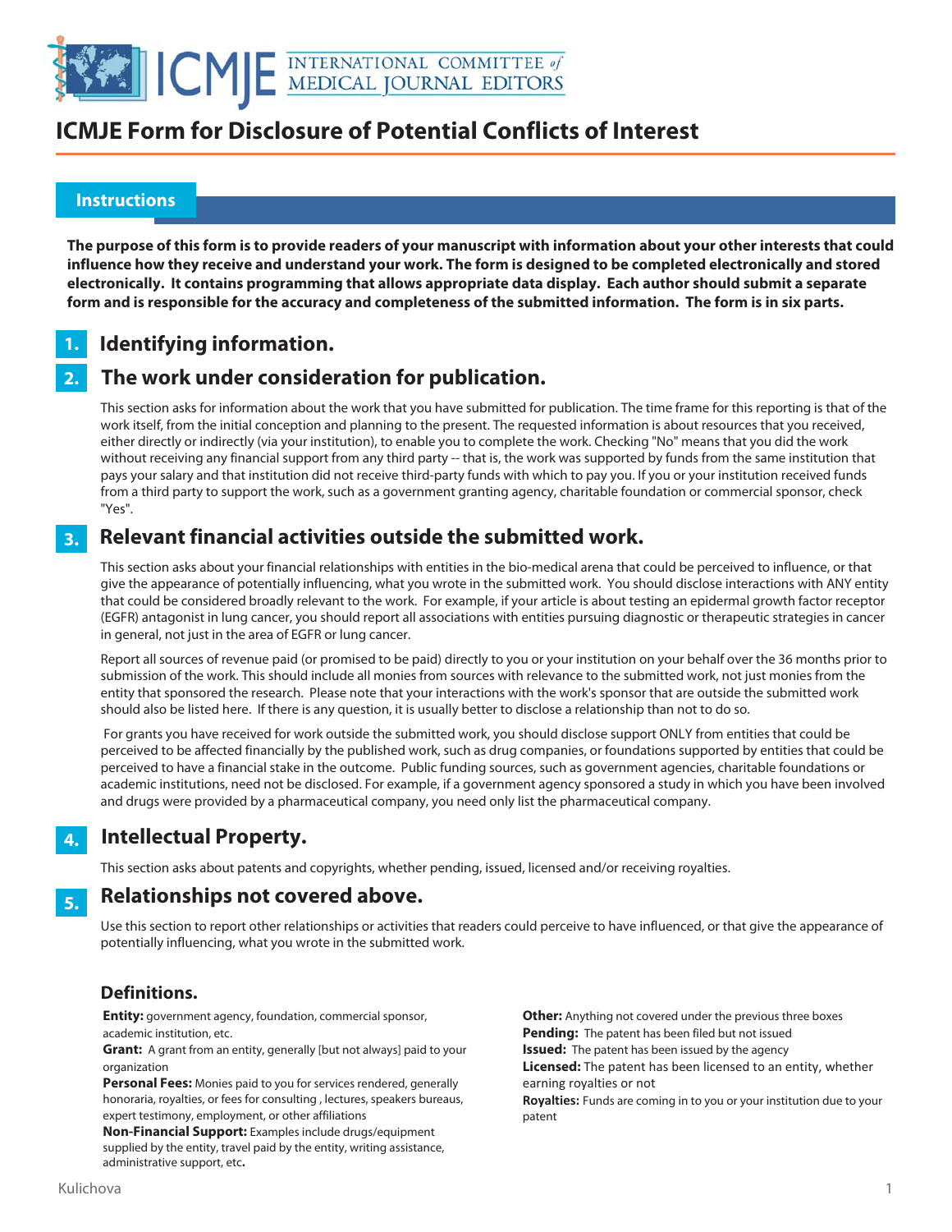# ICMJE Form for Disclosure of Potential Conflicts of Interest

## Instructions

**The purpose of this form is to provide readers of your manuscript with information about your other interests that could influence how they receive and understand your work. The form is designed to be completed electronically and stored electronically. It contains programming that allows appropriate data display. Each author should submit a separate form and is responsible for the accuracy and completeness of the submitted information. The form is in six parts.**

## 1. Identifying information.

## 2. The work under consideration for publication.

This section asks for information about the work that you have submitted for publication. The time frame for this reporting is that of the work itself, from the initial conception and planning to the present. The requested information is about resources that you received, either directly or indirectly (via your institution), to enable you to complete the work. Checking "No" means that you did the work without receiving any financial support from any third party -- that is, the work was supported by funds from the same institution that pays your salary and that institution did not receive third-party funds with which to pay you. If you or your institution received funds from a third party to support the work, such as a government granting agency, charitable foundation or commercial sponsor, check "Yes".

## 3. Relevant financial activities outside the submitted work.

This section asks about your financial relationships with entities in the bio-medical arena that could be perceived to influence, or that give the appearance of potentially influencing, what you wrote in the submitted work. You should disclose interactions with ANY entity that could be considered broadly relevant to the work. For example, if your article is about testing an epidermal growth factor receptor (EGFR) antagonist in lung cancer, you should report all associations with entities pursuing diagnostic or therapeutic strategies in cancer in general, not just in the area of EGFR or lung cancer.

Report all sources of revenue paid (or promised to be paid) directly to you or your institution on your behalf over the 36 months prior to submission of the work. This should include all monies from sources with relevance to the submitted work, not just monies from the entity that sponsored the research. Please note that your interactions with the work's sponsor that are outside the submitted work should also be listed here. If there is any question, it is usually better to disclose a relationship than not to do so.

For grants you have received for work outside the submitted work, you should disclose support ONLY from entities that could be perceived to be affected financially by the published work, such as drug companies, or foundations supported by entities that could be perceived to have a financial stake in the outcome. Public funding sources, such as government agencies, charitable foundations or academic institutions, need not be disclosed. For example, if a government agency sponsored a study in which you have been involved and drugs were provided by a pharmaceutical company, you need only list the pharmaceutical company.

## 4. Intellectual Property.

This section asks about patents and copyrights, whether pending, issued, licensed and/or receiving royalties.

## 5. Relationships not covered above.

Use this section to report other relationships or activities that readers could perceive to have influenced, or that give the appearance of potentially influencing, what you wrote in the submitted work.

### Definitions.

**Entity:** government agency, foundation, commercial sponsor, academic institution, etc.

**Grant:** A grant from an entity, generally [but not always] paid to your organization

**Personal Fees:** Monies paid to you for services rendered, generally honoraria, royalties, or fees for consulting , lectures, speakers bureaus, expert testimony, employment, or other affiliations

**Non-Financial Support:** Examples include drugs/equipment supplied by the entity, travel paid by the entity, writing assistance, administrative support, etc**.**

**Other:** Anything not covered under the previous three boxes

**Pending:** The patent has been filed but not issued

**Issued:** The patent has been issued by the agency

**Licensed:** The patent has been licensed to an entity, whether earning royalties or not

**Royalties:** Funds are coming in to you or your institution due to your patent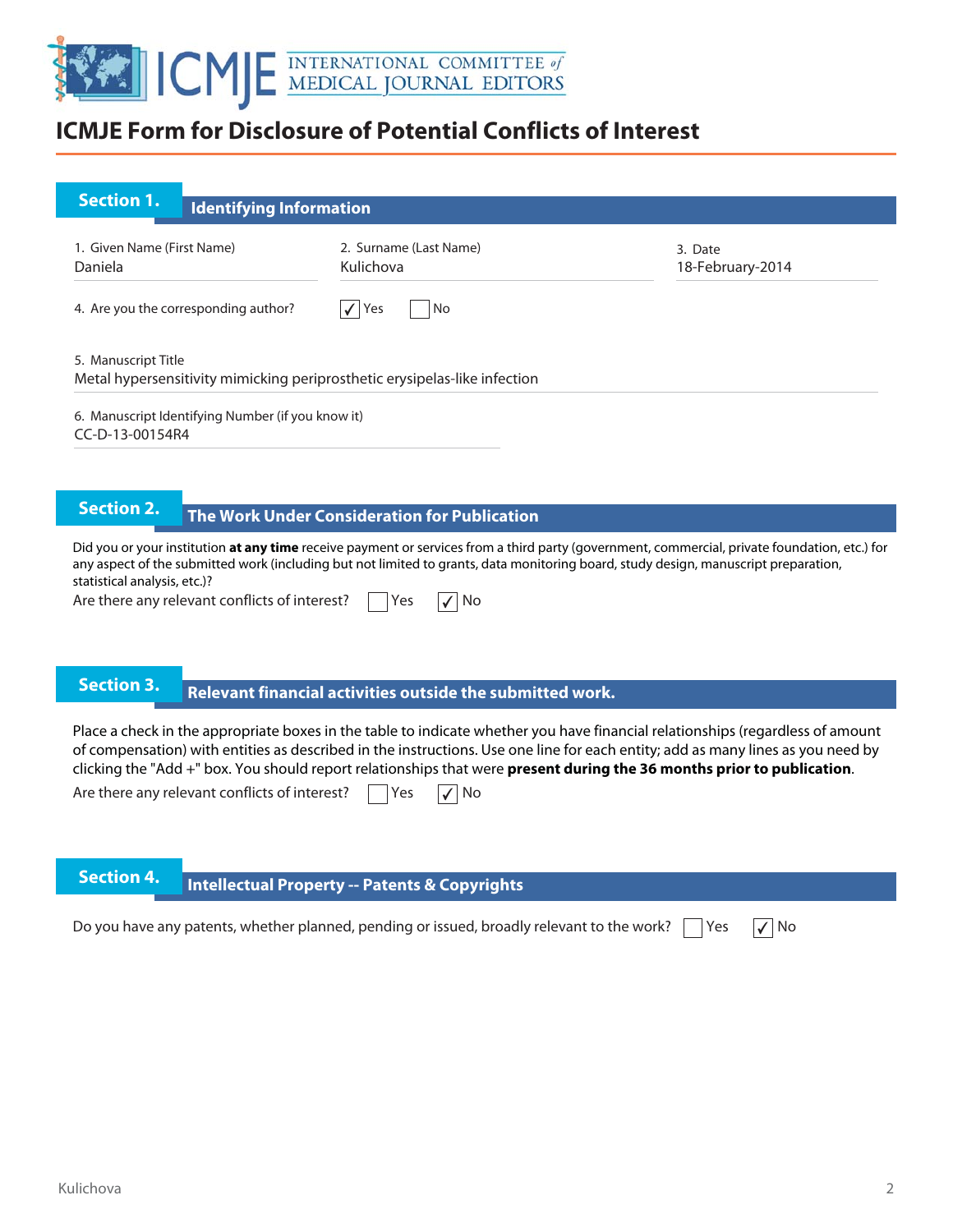# ICMJE Form for Disclosure of Potential Conflicts of Interest

## Section 1. Identifying Information

1. Given Name (First Name): Daniela
2. Surname (Last Name): Kulichova
3. Date: 18-February-2014

4. Are you the corresponding author? ☑ Yes ☐ No

5. Manuscript Title
Metal hypersensitivity mimicking periprosthetic erysipelas-like infection

6. Manuscript Identifying Number (if you know it)
CC-D-13-00154R4

## Section 2. The Work Under Consideration for Publication

Did you or your institution **at any time** receive payment or services from a third party (government, commercial, private foundation, etc.) for any aspect of the submitted work (including but not limited to grants, data monitoring board, study design, manuscript preparation, statistical analysis, etc.)?

Are there any relevant conflicts of interest? ☐ Yes ☑ No

## Section 3. Relevant financial activities outside the submitted work.

Place a check in the appropriate boxes in the table to indicate whether you have financial relationships (regardless of amount of compensation) with entities as described in the instructions. Use one line for each entity; add as many lines as you need by clicking the "Add +" box. You should report relationships that were **present during the 36 months prior to publication**.

Are there any relevant conflicts of interest? ☐ Yes ☑ No

## Section 4. Intellectual Property -- Patents & Copyrights

Do you have any patents, whether planned, pending or issued, broadly relevant to the work? ☐ Yes ☑ No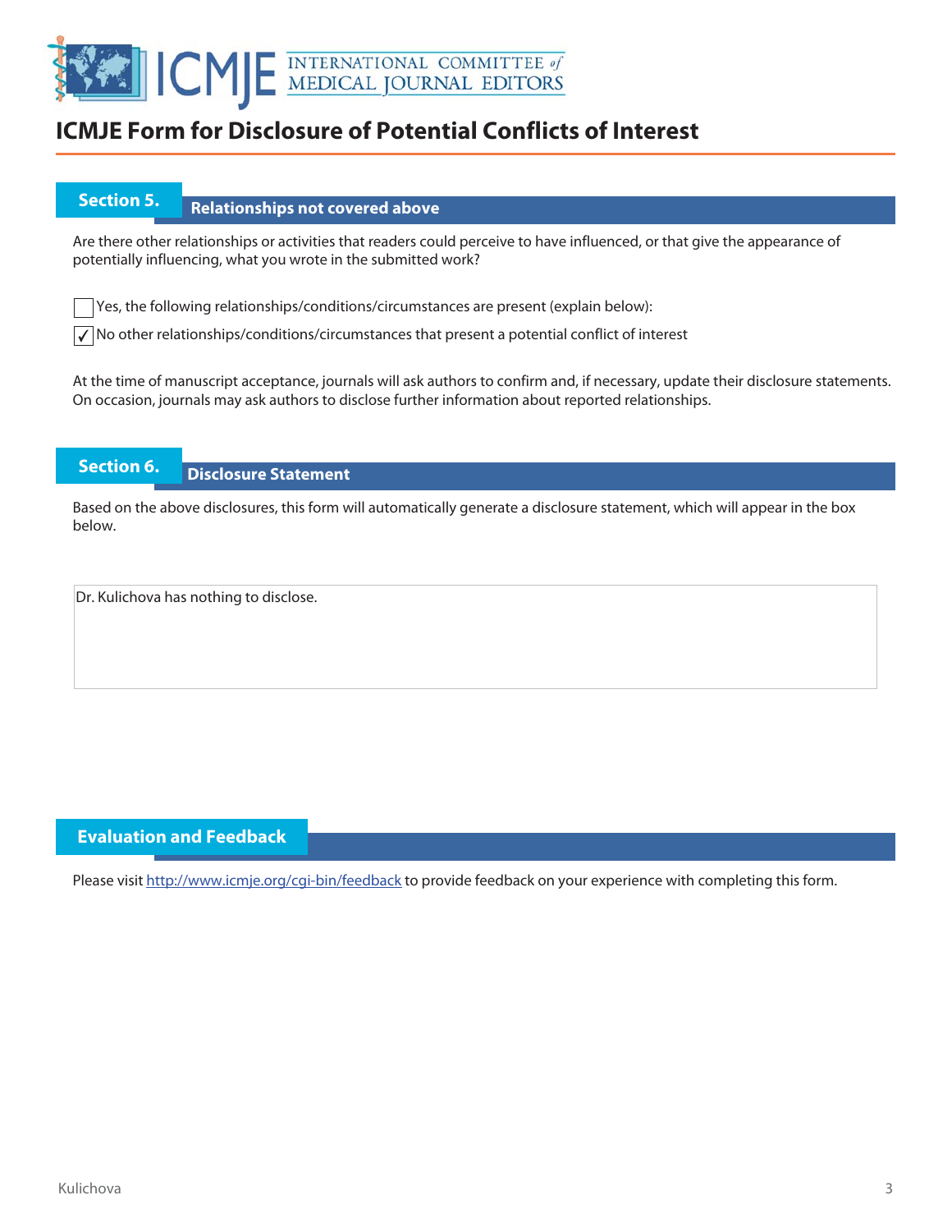# ICMJE Form for Disclosure of Potential Conflicts of Interest

## Section 5. Relationships not covered above

Are there other relationships or activities that readers could perceive to have influenced, or that give the appearance of potentially influencing, what you wrote in the submitted work?

- [ ] Yes, the following relationships/conditions/circumstances are present (explain below):
- [x] No other relationships/conditions/circumstances that present a potential conflict of interest

At the time of manuscript acceptance, journals will ask authors to confirm and, if necessary, update their disclosure statements. On occasion, journals may ask authors to disclose further information about reported relationships.

## Section 6. Disclosure Statement

Based on the above disclosures, this form will automatically generate a disclosure statement, which will appear in the box below.

Dr. Kulichova has nothing to disclose.

## Evaluation and Feedback

Please visit http://www.icmje.org/cgi-bin/feedback to provide feedback on your experience with completing this form.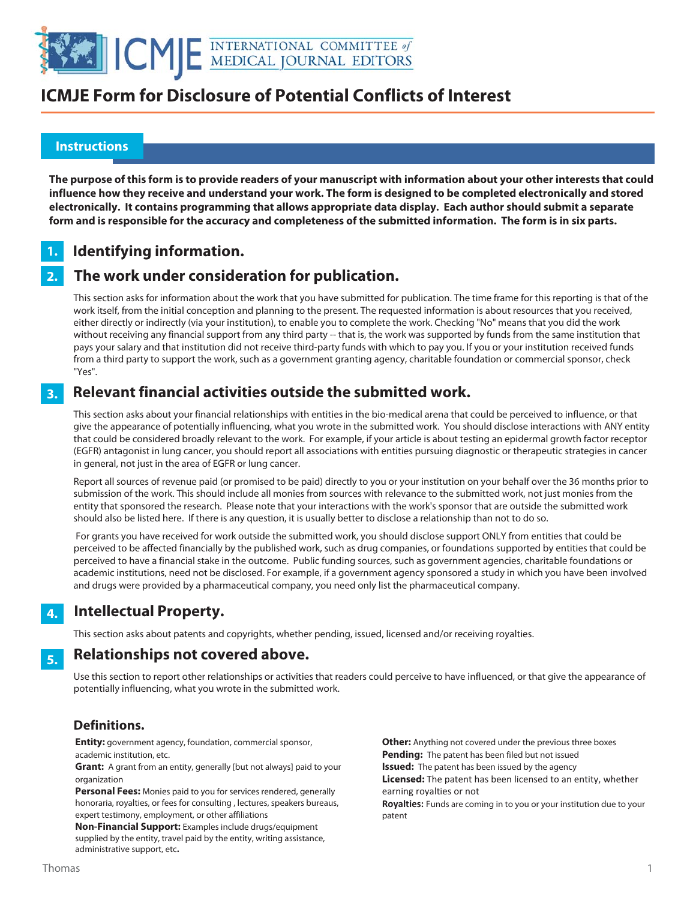# ICMJE Form for Disclosure of Potential Conflicts of Interest

## Instructions

**The purpose of this form is to provide readers of your manuscript with information about your other interests that could influence how they receive and understand your work. The form is designed to be completed electronically and stored electronically. It contains programming that allows appropriate data display. Each author should submit a separate form and is responsible for the accuracy and completeness of the submitted information. The form is in six parts.**

### 1. Identifying information.

### 2. The work under consideration for publication.

This section asks for information about the work that you have submitted for publication. The time frame for this reporting is that of the work itself, from the initial conception and planning to the present. The requested information is about resources that you received, either directly or indirectly (via your institution), to enable you to complete the work. Checking "No" means that you did the work without receiving any financial support from any third party -- that is, the work was supported by funds from the same institution that pays your salary and that institution did not receive third-party funds with which to pay you. If you or your institution received funds from a third party to support the work, such as a government granting agency, charitable foundation or commercial sponsor, check "Yes".

### 3. Relevant financial activities outside the submitted work.

This section asks about your financial relationships with entities in the bio-medical arena that could be perceived to influence, or that give the appearance of potentially influencing, what you wrote in the submitted work. You should disclose interactions with ANY entity that could be considered broadly relevant to the work. For example, if your article is about testing an epidermal growth factor receptor (EGFR) antagonist in lung cancer, you should report all associations with entities pursuing diagnostic or therapeutic strategies in cancer in general, not just in the area of EGFR or lung cancer.

Report all sources of revenue paid (or promised to be paid) directly to you or your institution on your behalf over the 36 months prior to submission of the work. This should include all monies from sources with relevance to the submitted work, not just monies from the entity that sponsored the research. Please note that your interactions with the work's sponsor that are outside the submitted work should also be listed here. If there is any question, it is usually better to disclose a relationship than not to do so.

For grants you have received for work outside the submitted work, you should disclose support ONLY from entities that could be perceived to be affected financially by the published work, such as drug companies, or foundations supported by entities that could be perceived to have a financial stake in the outcome. Public funding sources, such as government agencies, charitable foundations or academic institutions, need not be disclosed. For example, if a government agency sponsored a study in which you have been involved and drugs were provided by a pharmaceutical company, you need only list the pharmaceutical company.

### 4. Intellectual Property.

This section asks about patents and copyrights, whether pending, issued, licensed and/or receiving royalties.

### 5. Relationships not covered above.

Use this section to report other relationships or activities that readers could perceive to have influenced, or that give the appearance of potentially influencing, what you wrote in the submitted work.

### Definitions.

**Entity:** government agency, foundation, commercial sponsor, academic institution, etc.

**Grant:** A grant from an entity, generally [but not always] paid to your organization

**Personal Fees:** Monies paid to you for services rendered, generally honoraria, royalties, or fees for consulting , lectures, speakers bureaus, expert testimony, employment, or other affiliations

**Non-Financial Support:** Examples include drugs/equipment supplied by the entity, travel paid by the entity, writing assistance, administrative support, etc**.**

**Other:** Anything not covered under the previous three boxes

**Pending:** The patent has been filed but not issued

**Issued:** The patent has been issued by the agency

**Licensed:** The patent has been licensed to an entity, whether earning royalties or not

**Royalties:** Funds are coming in to you or your institution due to your patent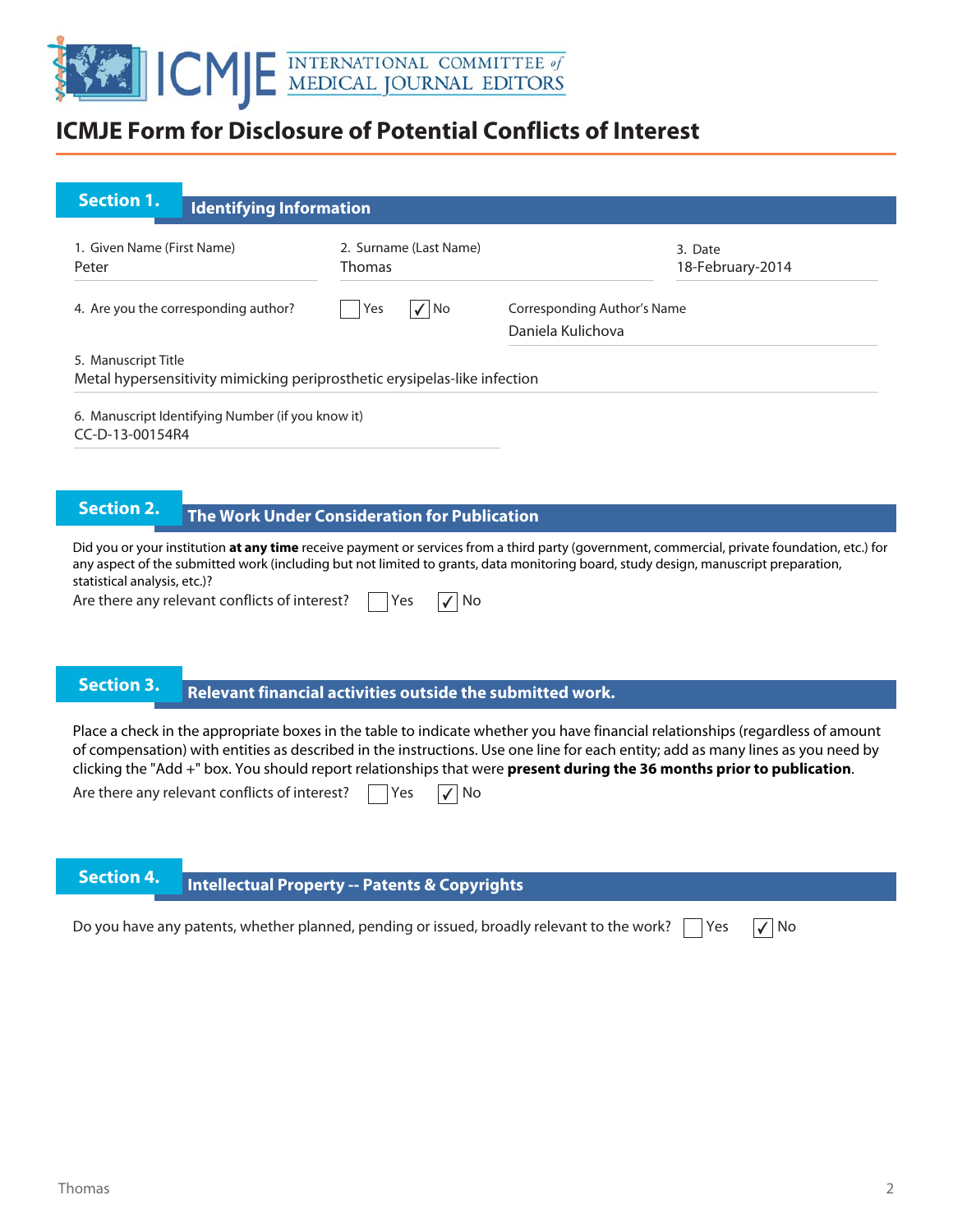# ICMJE Form for Disclosure of Potential Conflicts of Interest

## Section 1. Identifying Information

1. Given Name (First Name)
Peter

2. Surname (Last Name)
Thomas

3. Date
18-February-2014

4. Are you the corresponding author? ☐ Yes ☑ No

Corresponding Author's Name
Daniela Kulichova

5. Manuscript Title
Metal hypersensitivity mimicking periprosthetic erysipelas-like infection

6. Manuscript Identifying Number (if you know it)
CC-D-13-00154R4

## Section 2. The Work Under Consideration for Publication

Did you or your institution **at any time** receive payment or services from a third party (government, commercial, private foundation, etc.) for any aspect of the submitted work (including but not limited to grants, data monitoring board, study design, manuscript preparation, statistical analysis, etc.)?

Are there any relevant conflicts of interest? ☐ Yes ☑ No

## Section 3. Relevant financial activities outside the submitted work.

Place a check in the appropriate boxes in the table to indicate whether you have financial relationships (regardless of amount of compensation) with entities as described in the instructions. Use one line for each entity; add as many lines as you need by clicking the "Add +" box. You should report relationships that were **present during the 36 months prior to publication**.

Are there any relevant conflicts of interest? ☐ Yes ☑ No

## Section 4. Intellectual Property -- Patents & Copyrights

Do you have any patents, whether planned, pending or issued, broadly relevant to the work? ☐ Yes ☑ No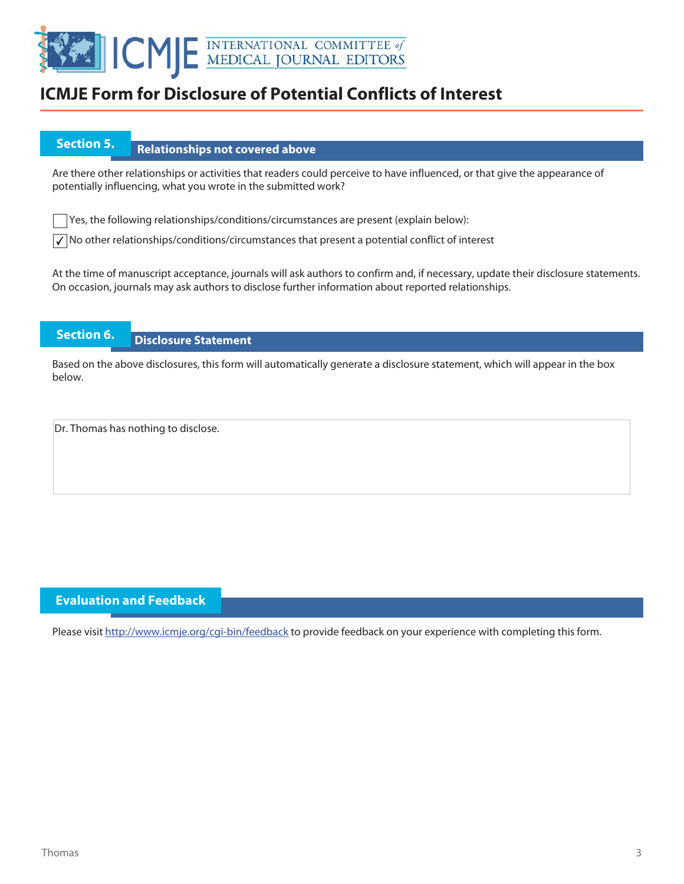# ICMJE Form for Disclosure of Potential Conflicts of Interest

## Section 5. Relationships not covered above

Are there other relationships or activities that readers could perceive to have influenced, or that give the appearance of potentially influencing, what you wrote in the submitted work?

- [ ] Yes, the following relationships/conditions/circumstances are present (explain below):
- [x] No other relationships/conditions/circumstances that present a potential conflict of interest

At the time of manuscript acceptance, journals will ask authors to confirm and, if necessary, update their disclosure statements. On occasion, journals may ask authors to disclose further information about reported relationships.

## Section 6. Disclosure Statement

Based on the above disclosures, this form will automatically generate a disclosure statement, which will appear in the box below.

Dr. Thomas has nothing to disclose.

## Evaluation and Feedback

Please visit http://www.icmje.org/cgi-bin/feedback to provide feedback on your experience with completing this form.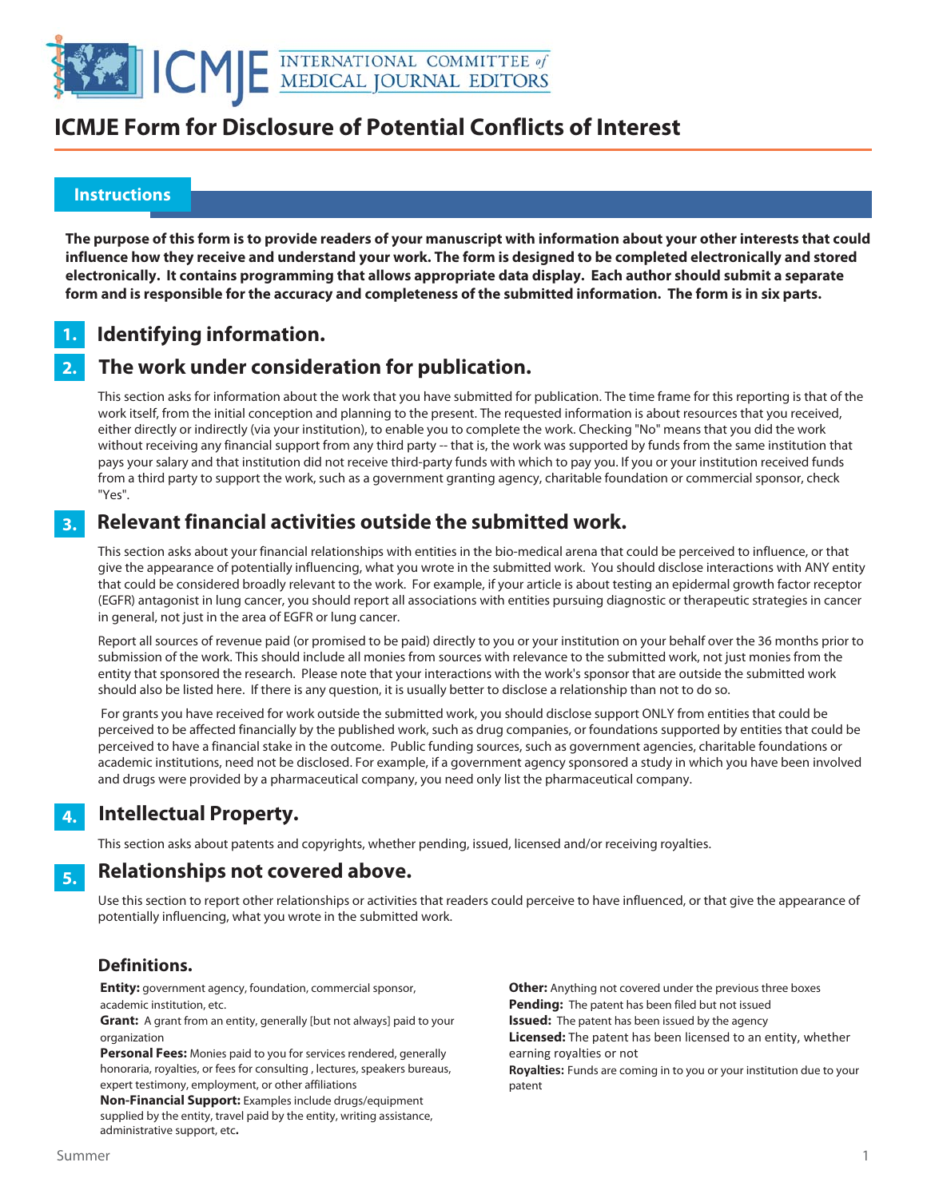# ICMJE Form for Disclosure of Potential Conflicts of Interest

## Instructions

**The purpose of this form is to provide readers of your manuscript with information about your other interests that could influence how they receive and understand your work. The form is designed to be completed electronically and stored electronically. It contains programming that allows appropriate data display. Each author should submit a separate form and is responsible for the accuracy and completeness of the submitted information. The form is in six parts.**

### 1. Identifying information.

### 2. The work under consideration for publication.

This section asks for information about the work that you have submitted for publication. The time frame for this reporting is that of the work itself, from the initial conception and planning to the present. The requested information is about resources that you received, either directly or indirectly (via your institution), to enable you to complete the work. Checking "No" means that you did the work without receiving any financial support from any third party -- that is, the work was supported by funds from the same institution that pays your salary and that institution did not receive third-party funds with which to pay you. If you or your institution received funds from a third party to support the work, such as a government granting agency, charitable foundation or commercial sponsor, check "Yes".

### 3. Relevant financial activities outside the submitted work.

This section asks about your financial relationships with entities in the bio-medical arena that could be perceived to influence, or that give the appearance of potentially influencing, what you wrote in the submitted work. You should disclose interactions with ANY entity that could be considered broadly relevant to the work. For example, if your article is about testing an epidermal growth factor receptor (EGFR) antagonist in lung cancer, you should report all associations with entities pursuing diagnostic or therapeutic strategies in cancer in general, not just in the area of EGFR or lung cancer.

Report all sources of revenue paid (or promised to be paid) directly to you or your institution on your behalf over the 36 months prior to submission of the work. This should include all monies from sources with relevance to the submitted work, not just monies from the entity that sponsored the research. Please note that your interactions with the work's sponsor that are outside the submitted work should also be listed here. If there is any question, it is usually better to disclose a relationship than not to do so.

For grants you have received for work outside the submitted work, you should disclose support ONLY from entities that could be perceived to be affected financially by the published work, such as drug companies, or foundations supported by entities that could be perceived to have a financial stake in the outcome. Public funding sources, such as government agencies, charitable foundations or academic institutions, need not be disclosed. For example, if a government agency sponsored a study in which you have been involved and drugs were provided by a pharmaceutical company, you need only list the pharmaceutical company.

### 4. Intellectual Property.

This section asks about patents and copyrights, whether pending, issued, licensed and/or receiving royalties.

### 5. Relationships not covered above.

Use this section to report other relationships or activities that readers could perceive to have influenced, or that give the appearance of potentially influencing, what you wrote in the submitted work.

### Definitions.

**Entity:** government agency, foundation, commercial sponsor, academic institution, etc.

**Grant:** A grant from an entity, generally [but not always] paid to your organization

**Personal Fees:** Monies paid to you for services rendered, generally honoraria, royalties, or fees for consulting , lectures, speakers bureaus, expert testimony, employment, or other affiliations

**Non-Financial Support:** Examples include drugs/equipment supplied by the entity, travel paid by the entity, writing assistance, administrative support, etc**.**

**Other:** Anything not covered under the previous three boxes

**Pending:** The patent has been filed but not issued

**Issued:** The patent has been issued by the agency

**Licensed:** The patent has been licensed to an entity, whether earning royalties or not

**Royalties:** Funds are coming in to you or your institution due to your patent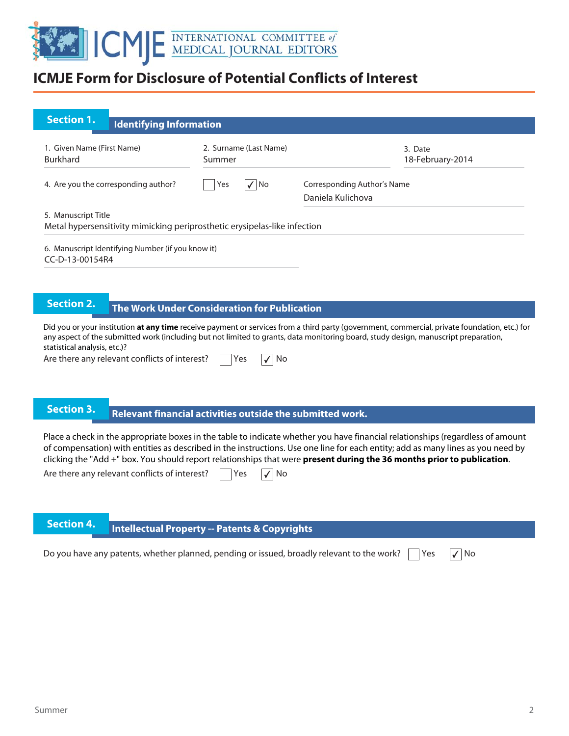# ICMJE Form for Disclosure of Potential Conflicts of Interest

## Section 1. Identifying Information

1. Given Name (First Name)
Burkhard

2. Surname (Last Name)
Summer

3. Date
18-February-2014

4. Are you the corresponding author? ☐ Yes ☑ No

Corresponding Author's Name
Daniela Kulichova

5. Manuscript Title
Metal hypersensitivity mimicking periprosthetic erysipelas-like infection

6. Manuscript Identifying Number (if you know it)
CC-D-13-00154R4

## Section 2. The Work Under Consideration for Publication

Did you or your institution **at any time** receive payment or services from a third party (government, commercial, private foundation, etc.) for any aspect of the submitted work (including but not limited to grants, data monitoring board, study design, manuscript preparation, statistical analysis, etc.)?

Are there any relevant conflicts of interest? ☐ Yes ☑ No

## Section 3. Relevant financial activities outside the submitted work.

Place a check in the appropriate boxes in the table to indicate whether you have financial relationships (regardless of amount of compensation) with entities as described in the instructions. Use one line for each entity; add as many lines as you need by clicking the "Add +" box. You should report relationships that were **present during the 36 months prior to publication**.

Are there any relevant conflicts of interest? ☐ Yes ☑ No

## Section 4. Intellectual Property -- Patents & Copyrights

Do you have any patents, whether planned, pending or issued, broadly relevant to the work? ☐ Yes ☑ No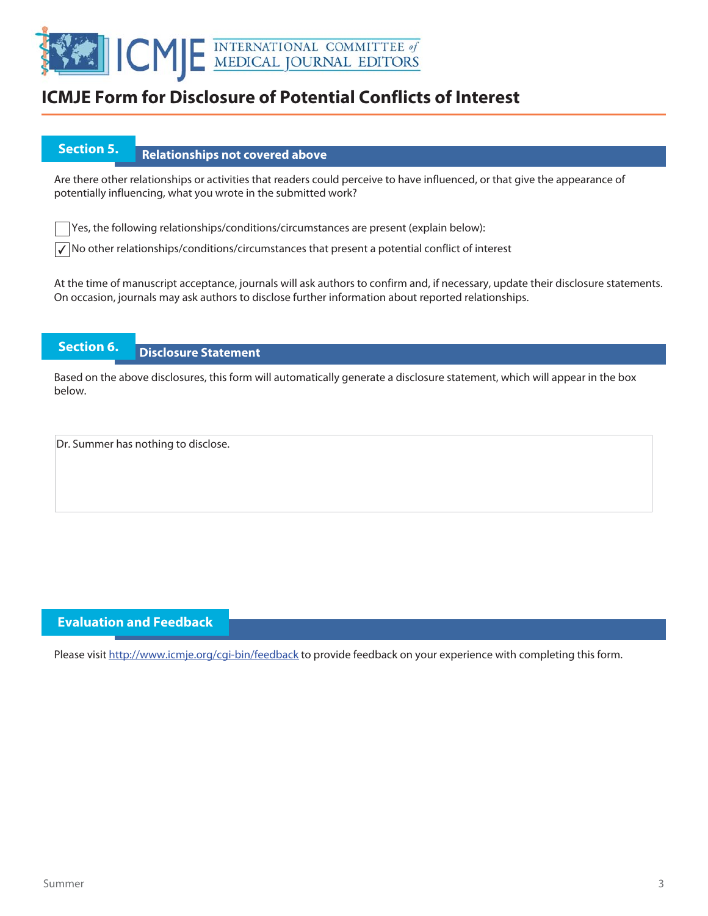# ICMJE Form for Disclosure of Potential Conflicts of Interest

## Section 5. Relationships not covered above

Are there other relationships or activities that readers could perceive to have influenced, or that give the appearance of potentially influencing, what you wrote in the submitted work?

☐ Yes, the following relationships/conditions/circumstances are present (explain below):

☑ No other relationships/conditions/circumstances that present a potential conflict of interest

At the time of manuscript acceptance, journals will ask authors to confirm and, if necessary, update their disclosure statements. On occasion, journals may ask authors to disclose further information about reported relationships.

## Section 6. Disclosure Statement

Based on the above disclosures, this form will automatically generate a disclosure statement, which will appear in the box below.

Dr. Summer has nothing to disclose.

## Evaluation and Feedback

Please visit http://www.icmje.org/cgi-bin/feedback to provide feedback on your experience with completing this form.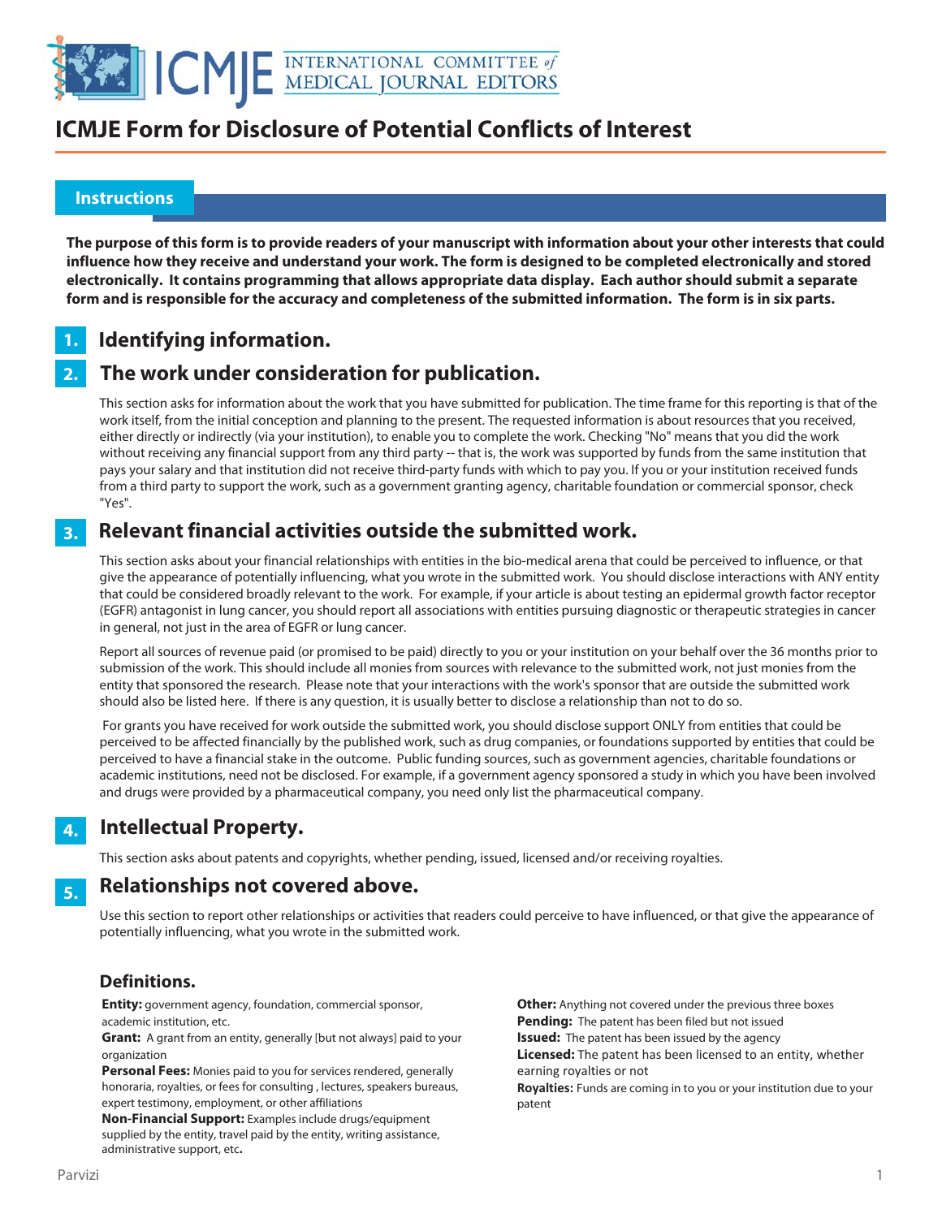# ICMJE Form for Disclosure of Potential Conflicts of Interest

## Instructions

**The purpose of this form is to provide readers of your manuscript with information about your other interests that could influence how they receive and understand your work. The form is designed to be completed electronically and stored electronically. It contains programming that allows appropriate data display. Each author should submit a separate form and is responsible for the accuracy and completeness of the submitted information. The form is in six parts.**

### 1. Identifying information.

### 2. The work under consideration for publication.

This section asks for information about the work that you have submitted for publication. The time frame for this reporting is that of the work itself, from the initial conception and planning to the present. The requested information is about resources that you received, either directly or indirectly (via your institution), to enable you to complete the work. Checking "No" means that you did the work without receiving any financial support from any third party -- that is, the work was supported by funds from the same institution that pays your salary and that institution did not receive third-party funds with which to pay you. If you or your institution received funds from a third party to support the work, such as a government granting agency, charitable foundation or commercial sponsor, check "Yes".

### 3. Relevant financial activities outside the submitted work.

This section asks about your financial relationships with entities in the bio-medical arena that could be perceived to influence, or that give the appearance of potentially influencing, what you wrote in the submitted work. You should disclose interactions with ANY entity that could be considered broadly relevant to the work. For example, if your article is about testing an epidermal growth factor receptor (EGFR) antagonist in lung cancer, you should report all associations with entities pursuing diagnostic or therapeutic strategies in cancer in general, not just in the area of EGFR or lung cancer.

Report all sources of revenue paid (or promised to be paid) directly to you or your institution on your behalf over the 36 months prior to submission of the work. This should include all monies from sources with relevance to the submitted work, not just monies from the entity that sponsored the research. Please note that your interactions with the work's sponsor that are outside the submitted work should also be listed here. If there is any question, it is usually better to disclose a relationship than not to do so.

For grants you have received for work outside the submitted work, you should disclose support ONLY from entities that could be perceived to be affected financially by the published work, such as drug companies, or foundations supported by entities that could be perceived to have a financial stake in the outcome. Public funding sources, such as government agencies, charitable foundations or academic institutions, need not be disclosed. For example, if a government agency sponsored a study in which you have been involved and drugs were provided by a pharmaceutical company, you need only list the pharmaceutical company.

### 4. Intellectual Property.

This section asks about patents and copyrights, whether pending, issued, licensed and/or receiving royalties.

### 5. Relationships not covered above.

Use this section to report other relationships or activities that readers could perceive to have influenced, or that give the appearance of potentially influencing, what you wrote in the submitted work.

### Definitions.

**Entity:** government agency, foundation, commercial sponsor, academic institution, etc.

**Grant:** A grant from an entity, generally [but not always] paid to your organization

**Personal Fees:** Monies paid to you for services rendered, generally honoraria, royalties, or fees for consulting , lectures, speakers bureaus, expert testimony, employment, or other affiliations

**Non-Financial Support:** Examples include drugs/equipment supplied by the entity, travel paid by the entity, writing assistance, administrative support, etc**.**

**Other:** Anything not covered under the previous three boxes

**Pending:** The patent has been filed but not issued

**Issued:** The patent has been issued by the agency

**Licensed:** The patent has been licensed to an entity, whether earning royalties or not

**Royalties:** Funds are coming in to you or your institution due to your patent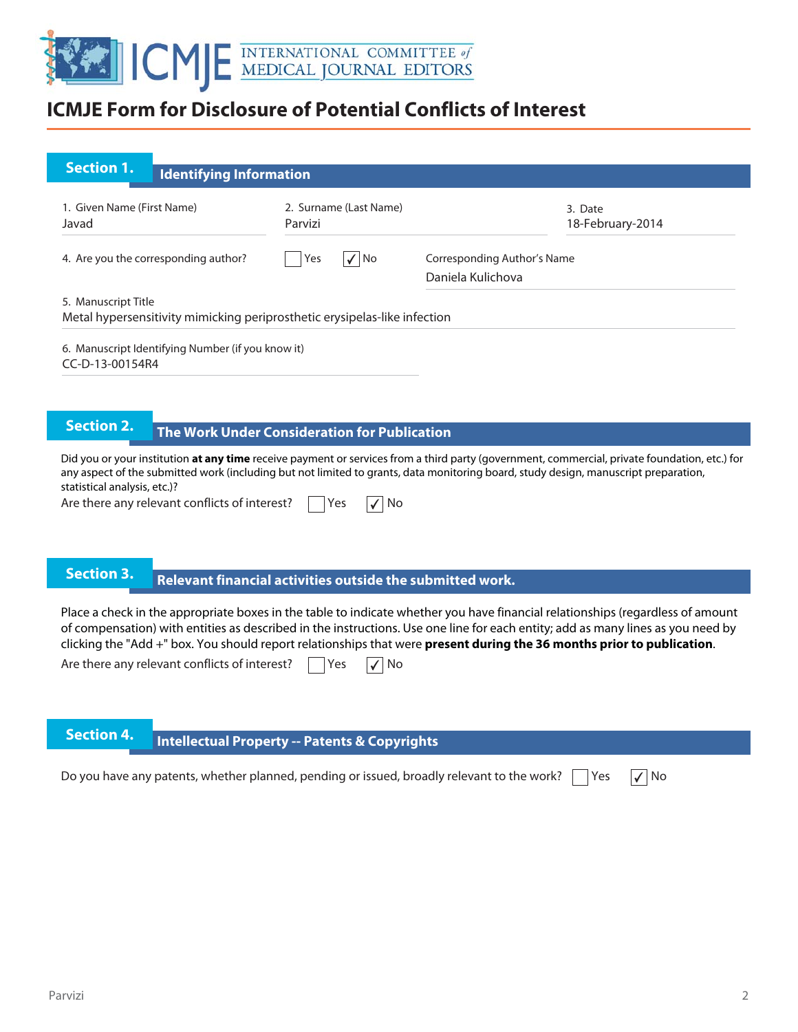# ICMJE Form for Disclosure of Potential Conflicts of Interest

## Section 1. Identifying Information

1. Given Name (First Name): Javad
2. Surname (Last Name): Parvizi
3. Date: 18-February-2014

4. Are you the corresponding author? ☐ Yes ☑ No

Corresponding Author's Name: Daniela Kulichova

5. Manuscript Title: Metal hypersensitivity mimicking periprosthetic erysipelas-like infection

6. Manuscript Identifying Number (if you know it): CC-D-13-00154R4

## Section 2. The Work Under Consideration for Publication

Did you or your institution **at any time** receive payment or services from a third party (government, commercial, private foundation, etc.) for any aspect of the submitted work (including but not limited to grants, data monitoring board, study design, manuscript preparation, statistical analysis, etc.)?

Are there any relevant conflicts of interest? ☐ Yes ☑ No

## Section 3. Relevant financial activities outside the submitted work.

Place a check in the appropriate boxes in the table to indicate whether you have financial relationships (regardless of amount of compensation) with entities as described in the instructions. Use one line for each entity; add as many lines as you need by clicking the "Add +" box. You should report relationships that were **present during the 36 months prior to publication**.

Are there any relevant conflicts of interest? ☐ Yes ☑ No

## Section 4. Intellectual Property -- Patents & Copyrights

Do you have any patents, whether planned, pending or issued, broadly relevant to the work? ☐ Yes ☑ No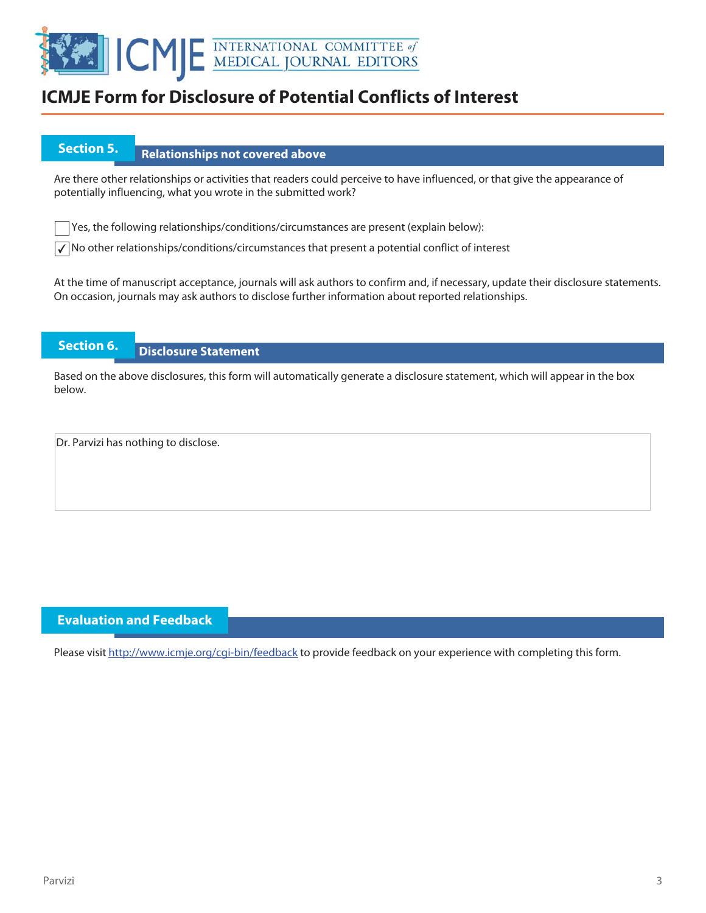# ICMJE Form for Disclosure of Potential Conflicts of Interest

## Section 5. Relationships not covered above

Are there other relationships or activities that readers could perceive to have influenced, or that give the appearance of potentially influencing, what you wrote in the submitted work?

☐ Yes, the following relationships/conditions/circumstances are present (explain below):

☑ No other relationships/conditions/circumstances that present a potential conflict of interest

At the time of manuscript acceptance, journals will ask authors to confirm and, if necessary, update their disclosure statements. On occasion, journals may ask authors to disclose further information about reported relationships.

## Section 6. Disclosure Statement

Based on the above disclosures, this form will automatically generate a disclosure statement, which will appear in the box below.

Dr. Parvizi has nothing to disclose.

## Evaluation and Feedback

Please visit http://www.icmje.org/cgi-bin/feedback to provide feedback on your experience with completing this form.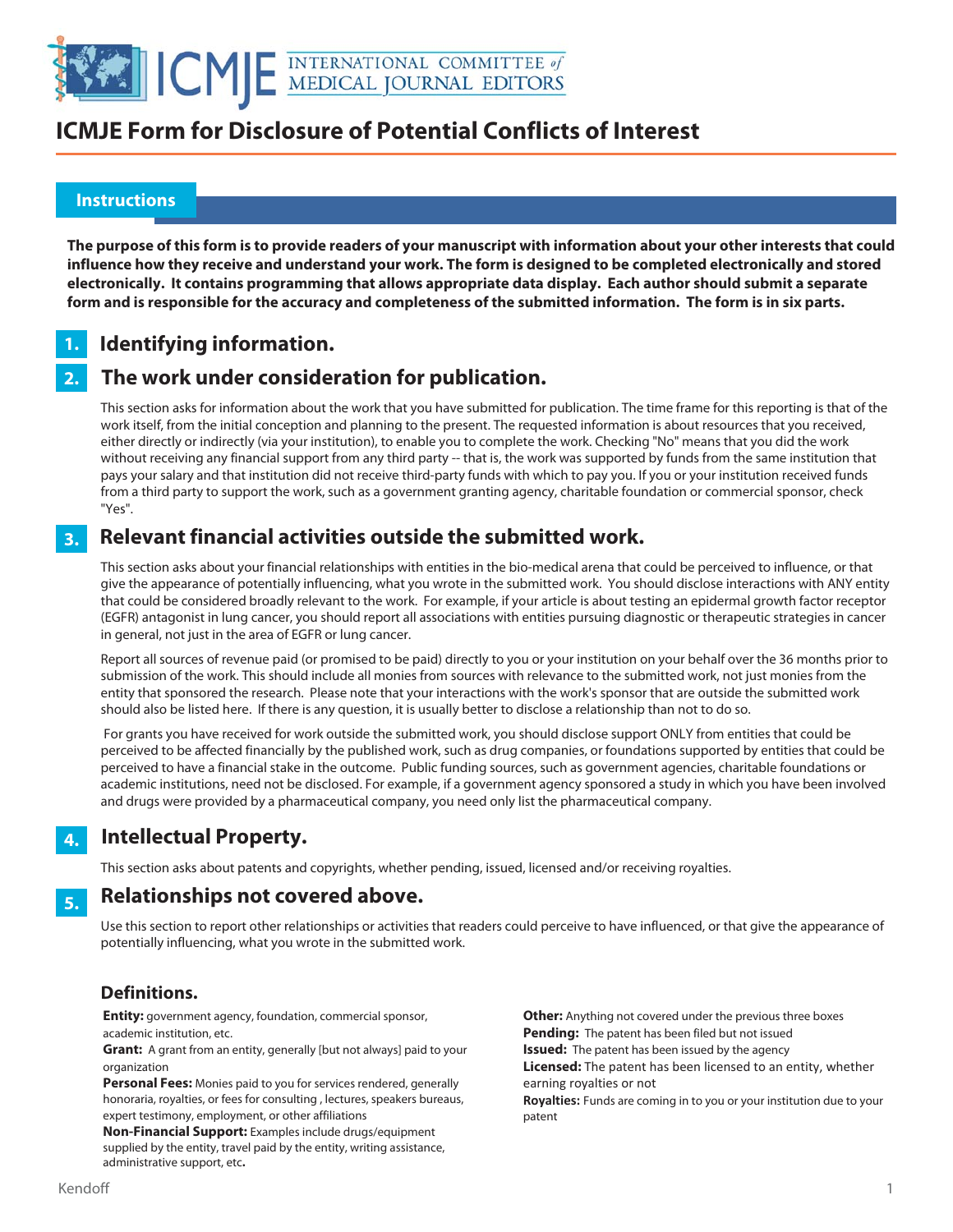# ICMJE Form for Disclosure of Potential Conflicts of Interest

## Instructions

**The purpose of this form is to provide readers of your manuscript with information about your other interests that could influence how they receive and understand your work. The form is designed to be completed electronically and stored electronically. It contains programming that allows appropriate data display. Each author should submit a separate form and is responsible for the accuracy and completeness of the submitted information. The form is in six parts.**

## 1. Identifying information.

## 2. The work under consideration for publication.

This section asks for information about the work that you have submitted for publication. The time frame for this reporting is that of the work itself, from the initial conception and planning to the present. The requested information is about resources that you received, either directly or indirectly (via your institution), to enable you to complete the work. Checking "No" means that you did the work without receiving any financial support from any third party -- that is, the work was supported by funds from the same institution that pays your salary and that institution did not receive third-party funds with which to pay you. If you or your institution received funds from a third party to support the work, such as a government granting agency, charitable foundation or commercial sponsor, check "Yes".

## 3. Relevant financial activities outside the submitted work.

This section asks about your financial relationships with entities in the bio-medical arena that could be perceived to influence, or that give the appearance of potentially influencing, what you wrote in the submitted work. You should disclose interactions with ANY entity that could be considered broadly relevant to the work. For example, if your article is about testing an epidermal growth factor receptor (EGFR) antagonist in lung cancer, you should report all associations with entities pursuing diagnostic or therapeutic strategies in cancer in general, not just in the area of EGFR or lung cancer.

Report all sources of revenue paid (or promised to be paid) directly to you or your institution on your behalf over the 36 months prior to submission of the work. This should include all monies from sources with relevance to the submitted work, not just monies from the entity that sponsored the research. Please note that your interactions with the work's sponsor that are outside the submitted work should also be listed here. If there is any question, it is usually better to disclose a relationship than not to do so.

For grants you have received for work outside the submitted work, you should disclose support ONLY from entities that could be perceived to be affected financially by the published work, such as drug companies, or foundations supported by entities that could be perceived to have a financial stake in the outcome. Public funding sources, such as government agencies, charitable foundations or academic institutions, need not be disclosed. For example, if a government agency sponsored a study in which you have been involved and drugs were provided by a pharmaceutical company, you need only list the pharmaceutical company.

## 4. Intellectual Property.

This section asks about patents and copyrights, whether pending, issued, licensed and/or receiving royalties.

## 5. Relationships not covered above.

Use this section to report other relationships or activities that readers could perceive to have influenced, or that give the appearance of potentially influencing, what you wrote in the submitted work.

### Definitions.

**Entity:** government agency, foundation, commercial sponsor, academic institution, etc.

**Grant:** A grant from an entity, generally [but not always] paid to your organization

**Personal Fees:** Monies paid to you for services rendered, generally honoraria, royalties, or fees for consulting , lectures, speakers bureaus, expert testimony, employment, or other affiliations

**Non-Financial Support:** Examples include drugs/equipment supplied by the entity, travel paid by the entity, writing assistance, administrative support, etc**.**

**Other:** Anything not covered under the previous three boxes

**Pending:** The patent has been filed but not issued

**Issued:** The patent has been issued by the agency

**Licensed:** The patent has been licensed to an entity, whether earning royalties or not

**Royalties:** Funds are coming in to you or your institution due to your patent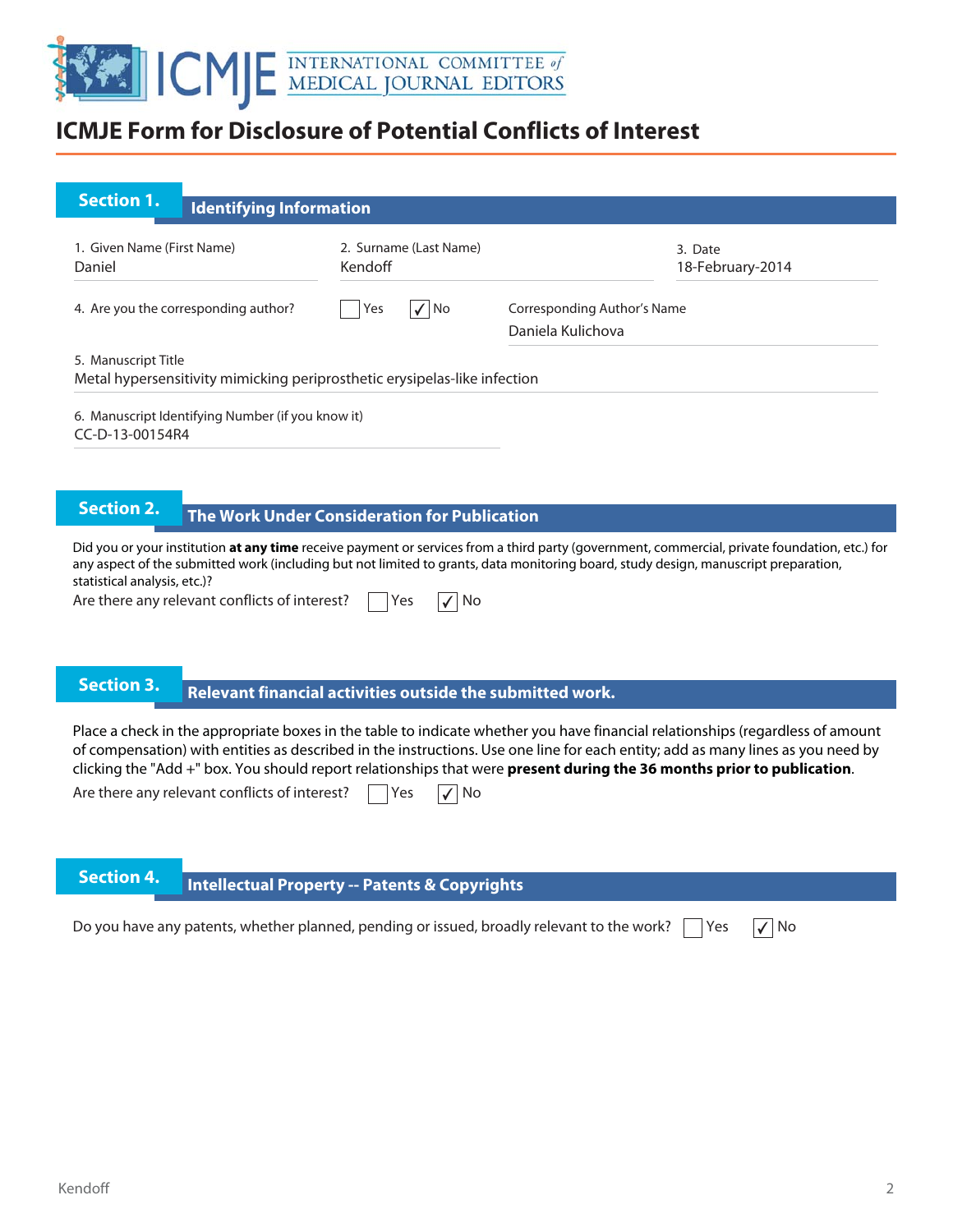# ICMJE Form for Disclosure of Potential Conflicts of Interest

## Section 1. Identifying Information

1. Given Name (First Name)
Daniel

2. Surname (Last Name)
Kendoff

3. Date
18-February-2014

4. Are you the corresponding author? ☐ Yes ☑ No

Corresponding Author's Name
Daniela Kulichova

5. Manuscript Title
Metal hypersensitivity mimicking periprosthetic erysipelas-like infection

6. Manuscript Identifying Number (if you know it)
CC-D-13-00154R4

## Section 2. The Work Under Consideration for Publication

Did you or your institution **at any time** receive payment or services from a third party (government, commercial, private foundation, etc.) for any aspect of the submitted work (including but not limited to grants, data monitoring board, study design, manuscript preparation, statistical analysis, etc.)?

Are there any relevant conflicts of interest? ☐ Yes ☑ No

## Section 3. Relevant financial activities outside the submitted work.

Place a check in the appropriate boxes in the table to indicate whether you have financial relationships (regardless of amount of compensation) with entities as described in the instructions. Use one line for each entity; add as many lines as you need by clicking the "Add +" box. You should report relationships that were **present during the 36 months prior to publication**.

Are there any relevant conflicts of interest? ☐ Yes ☑ No

## Section 4. Intellectual Property -- Patents & Copyrights

Do you have any patents, whether planned, pending or issued, broadly relevant to the work? ☐ Yes ☑ No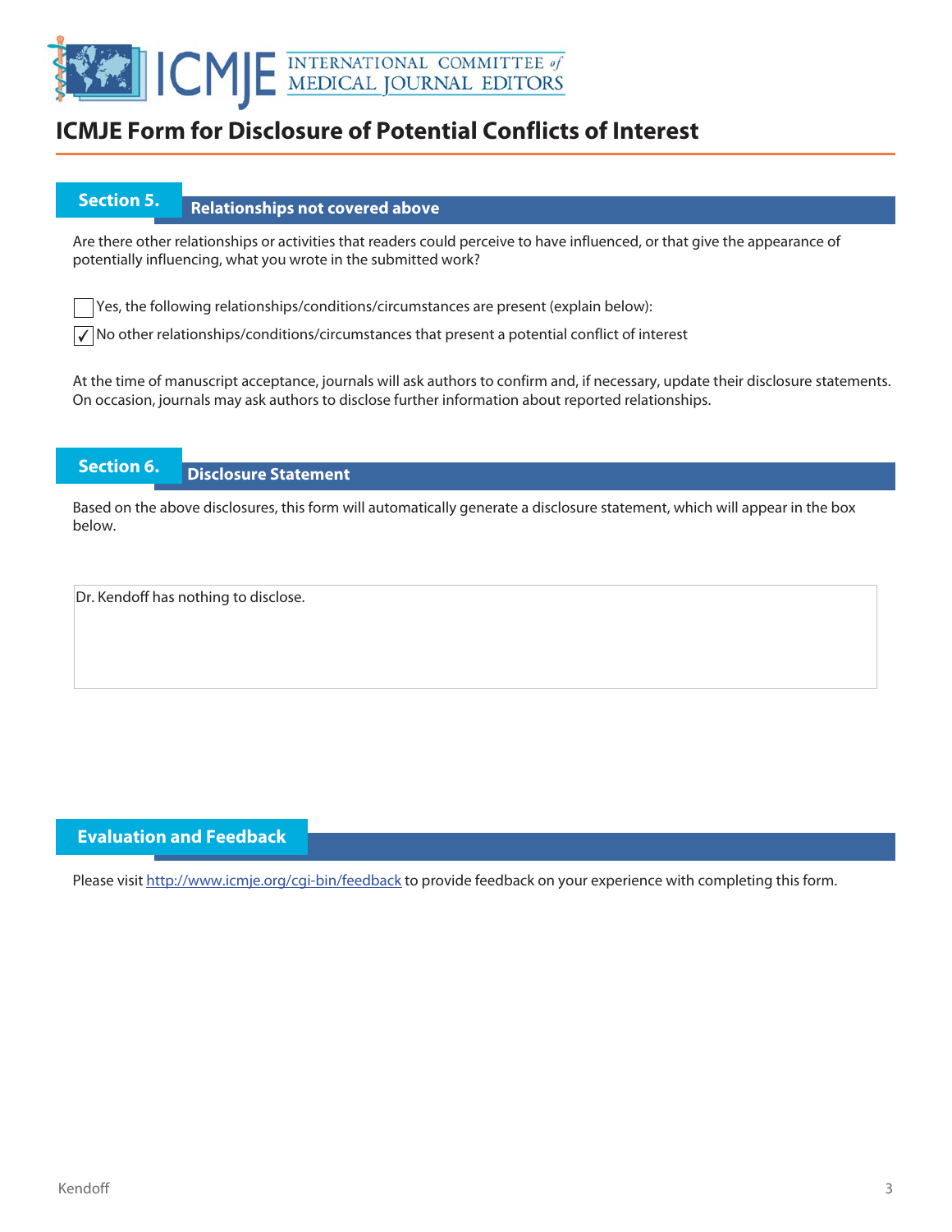# ICMJE Form for Disclosure of Potential Conflicts of Interest

## Section 5. Relationships not covered above

Are there other relationships or activities that readers could perceive to have influenced, or that give the appearance of potentially influencing, what you wrote in the submitted work?

☐ Yes, the following relationships/conditions/circumstances are present (explain below):

☑ No other relationships/conditions/circumstances that present a potential conflict of interest

At the time of manuscript acceptance, journals will ask authors to confirm and, if necessary, update their disclosure statements. On occasion, journals may ask authors to disclose further information about reported relationships.

## Section 6. Disclosure Statement

Based on the above disclosures, this form will automatically generate a disclosure statement, which will appear in the box below.

Dr. Kendoff has nothing to disclose.

## Evaluation and Feedback

Please visit http://www.icmje.org/cgi-bin/feedback to provide feedback on your experience with completing this form.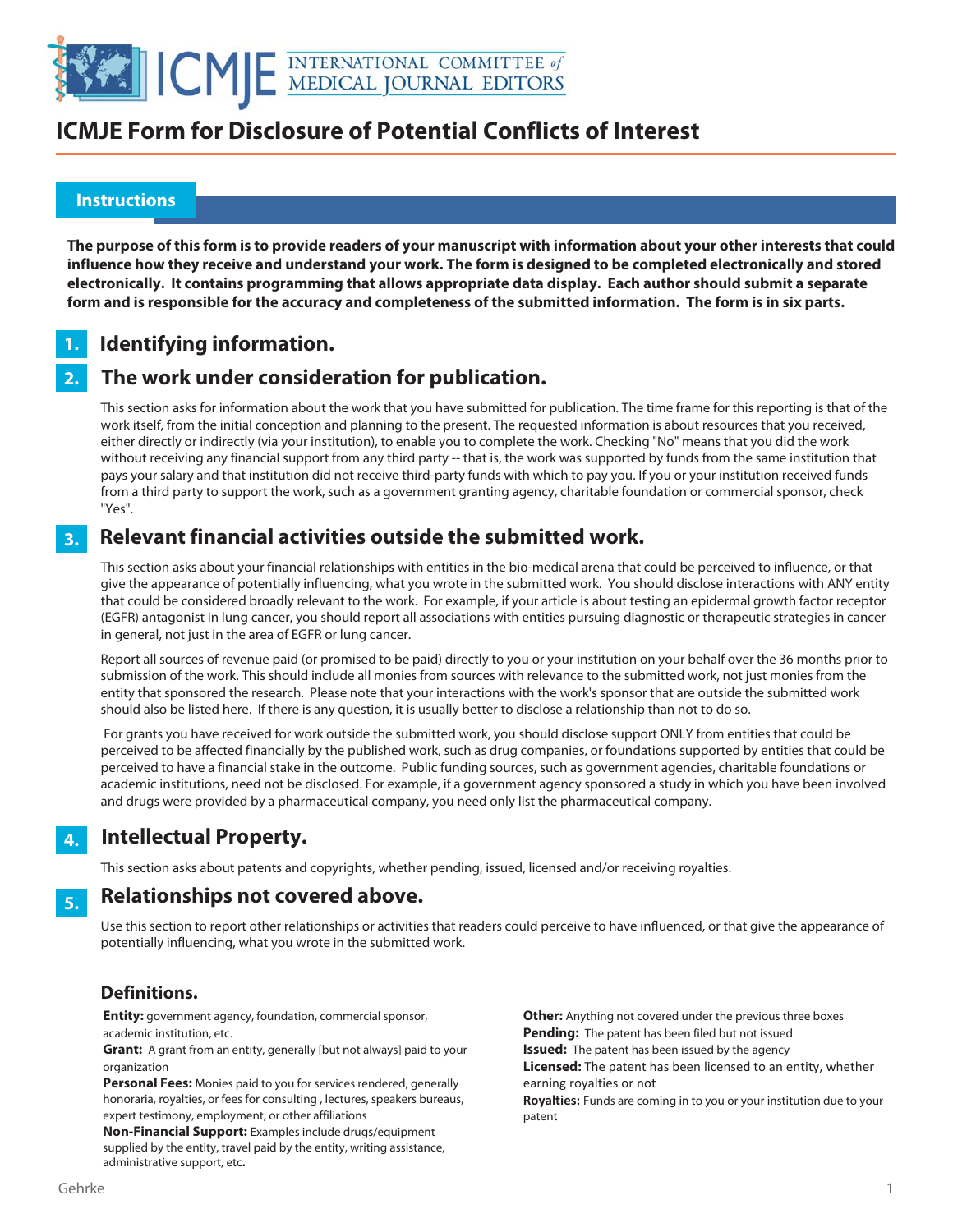# ICMJE Form for Disclosure of Potential Conflicts of Interest

## Instructions

**The purpose of this form is to provide readers of your manuscript with information about your other interests that could influence how they receive and understand your work. The form is designed to be completed electronically and stored electronically. It contains programming that allows appropriate data display. Each author should submit a separate form and is responsible for the accuracy and completeness of the submitted information. The form is in six parts.**

## 1. Identifying information.

## 2. The work under consideration for publication.

This section asks for information about the work that you have submitted for publication. The time frame for this reporting is that of the work itself, from the initial conception and planning to the present. The requested information is about resources that you received, either directly or indirectly (via your institution), to enable you to complete the work. Checking "No" means that you did the work without receiving any financial support from any third party -- that is, the work was supported by funds from the same institution that pays your salary and that institution did not receive third-party funds with which to pay you. If you or your institution received funds from a third party to support the work, such as a government granting agency, charitable foundation or commercial sponsor, check "Yes".

## 3. Relevant financial activities outside the submitted work.

This section asks about your financial relationships with entities in the bio-medical arena that could be perceived to influence, or that give the appearance of potentially influencing, what you wrote in the submitted work. You should disclose interactions with ANY entity that could be considered broadly relevant to the work. For example, if your article is about testing an epidermal growth factor receptor (EGFR) antagonist in lung cancer, you should report all associations with entities pursuing diagnostic or therapeutic strategies in cancer in general, not just in the area of EGFR or lung cancer.

Report all sources of revenue paid (or promised to be paid) directly to you or your institution on your behalf over the 36 months prior to submission of the work. This should include all monies from sources with relevance to the submitted work, not just monies from the entity that sponsored the research. Please note that your interactions with the work's sponsor that are outside the submitted work should also be listed here. If there is any question, it is usually better to disclose a relationship than not to do so.

For grants you have received for work outside the submitted work, you should disclose support ONLY from entities that could be perceived to be affected financially by the published work, such as drug companies, or foundations supported by entities that could be perceived to have a financial stake in the outcome. Public funding sources, such as government agencies, charitable foundations or academic institutions, need not be disclosed. For example, if a government agency sponsored a study in which you have been involved and drugs were provided by a pharmaceutical company, you need only list the pharmaceutical company.

## 4. Intellectual Property.

This section asks about patents and copyrights, whether pending, issued, licensed and/or receiving royalties.

## 5. Relationships not covered above.

Use this section to report other relationships or activities that readers could perceive to have influenced, or that give the appearance of potentially influencing, what you wrote in the submitted work.

### Definitions.

**Entity:** government agency, foundation, commercial sponsor, academic institution, etc.

**Grant:** A grant from an entity, generally [but not always] paid to your organization

**Personal Fees:** Monies paid to you for services rendered, generally honoraria, royalties, or fees for consulting , lectures, speakers bureaus, expert testimony, employment, or other affiliations

**Non-Financial Support:** Examples include drugs/equipment supplied by the entity, travel paid by the entity, writing assistance, administrative support, etc**.**

**Other:** Anything not covered under the previous three boxes

**Pending:** The patent has been filed but not issued

**Issued:** The patent has been issued by the agency

**Licensed:** The patent has been licensed to an entity, whether earning royalties or not

**Royalties:** Funds are coming in to you or your institution due to your patent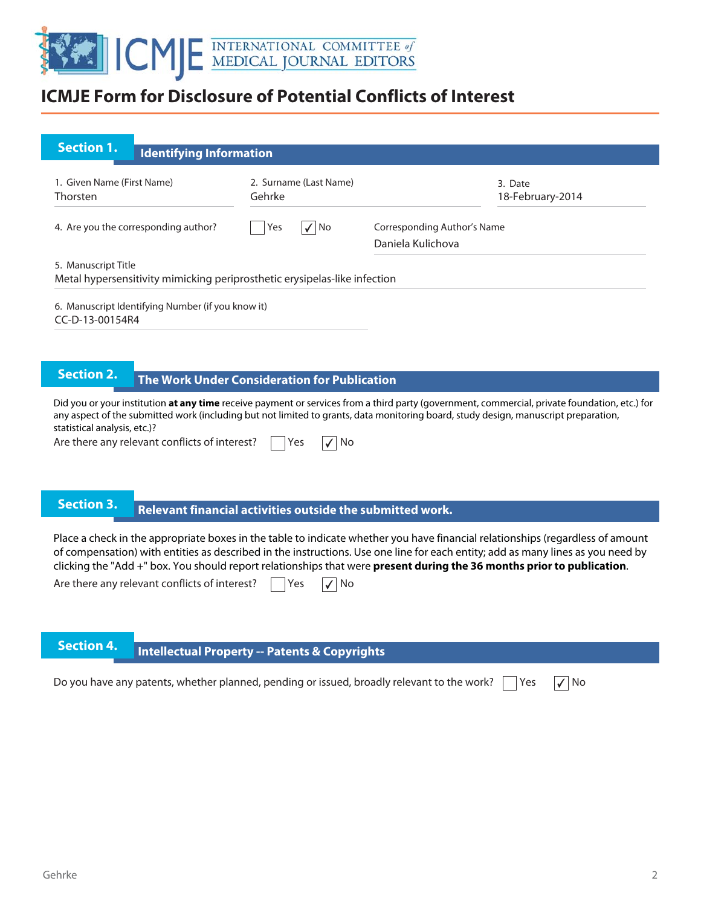# ICMJE Form for Disclosure of Potential Conflicts of Interest

## Section 1. Identifying Information

1. Given Name (First Name): Thorsten
2. Surname (Last Name): Gehrke
3. Date: 18-February-2014
4. Are you the corresponding author? ☐ Yes ☑ No

Corresponding Author's Name: Daniela Kulichova

5. Manuscript Title: Metal hypersensitivity mimicking periprosthetic erysipelas-like infection

6. Manuscript Identifying Number (if you know it): CC-D-13-00154R4

## Section 2. The Work Under Consideration for Publication

Did you or your institution **at any time** receive payment or services from a third party (government, commercial, private foundation, etc.) for any aspect of the submitted work (including but not limited to grants, data monitoring board, study design, manuscript preparation, statistical analysis, etc.)?

Are there any relevant conflicts of interest? ☐ Yes ☑ No

## Section 3. Relevant financial activities outside the submitted work.

Place a check in the appropriate boxes in the table to indicate whether you have financial relationships (regardless of amount of compensation) with entities as described in the instructions. Use one line for each entity; add as many lines as you need by clicking the "Add +" box. You should report relationships that were **present during the 36 months prior to publication**.

Are there any relevant conflicts of interest? ☐ Yes ☑ No

## Section 4. Intellectual Property -- Patents & Copyrights

Do you have any patents, whether planned, pending or issued, broadly relevant to the work? ☐ Yes ☑ No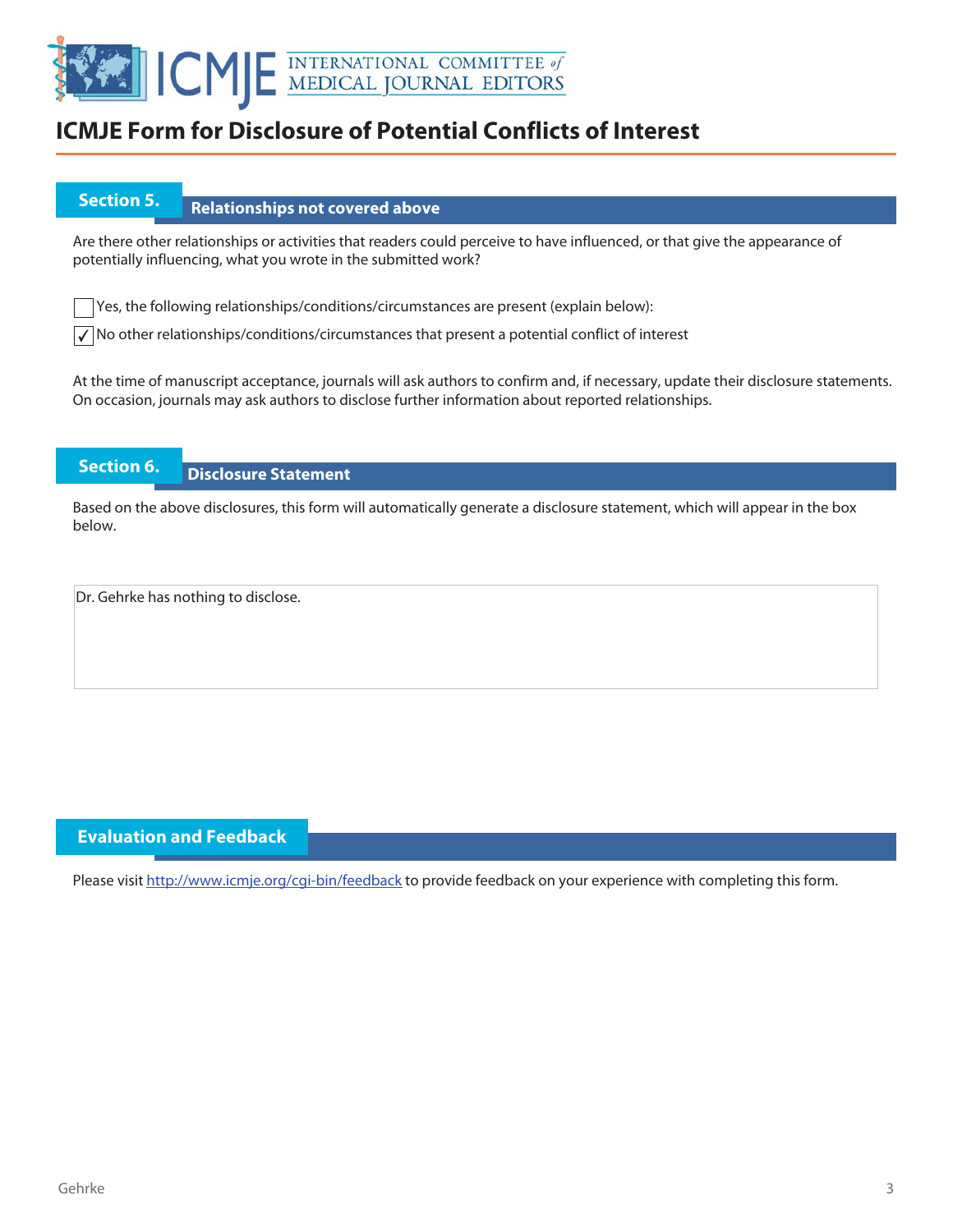# ICMJE Form for Disclosure of Potential Conflicts of Interest

## Section 5. Relationships not covered above

Are there other relationships or activities that readers could perceive to have influenced, or that give the appearance of potentially influencing, what you wrote in the submitted work?

☐ Yes, the following relationships/conditions/circumstances are present (explain below):

☑ No other relationships/conditions/circumstances that present a potential conflict of interest

At the time of manuscript acceptance, journals will ask authors to confirm and, if necessary, update their disclosure statements. On occasion, journals may ask authors to disclose further information about reported relationships.

## Section 6. Disclosure Statement

Based on the above disclosures, this form will automatically generate a disclosure statement, which will appear in the box below.

Dr. Gehrke has nothing to disclose.

## Evaluation and Feedback

Please visit http://www.icmje.org/cgi-bin/feedback to provide feedback on your experience with completing this form.